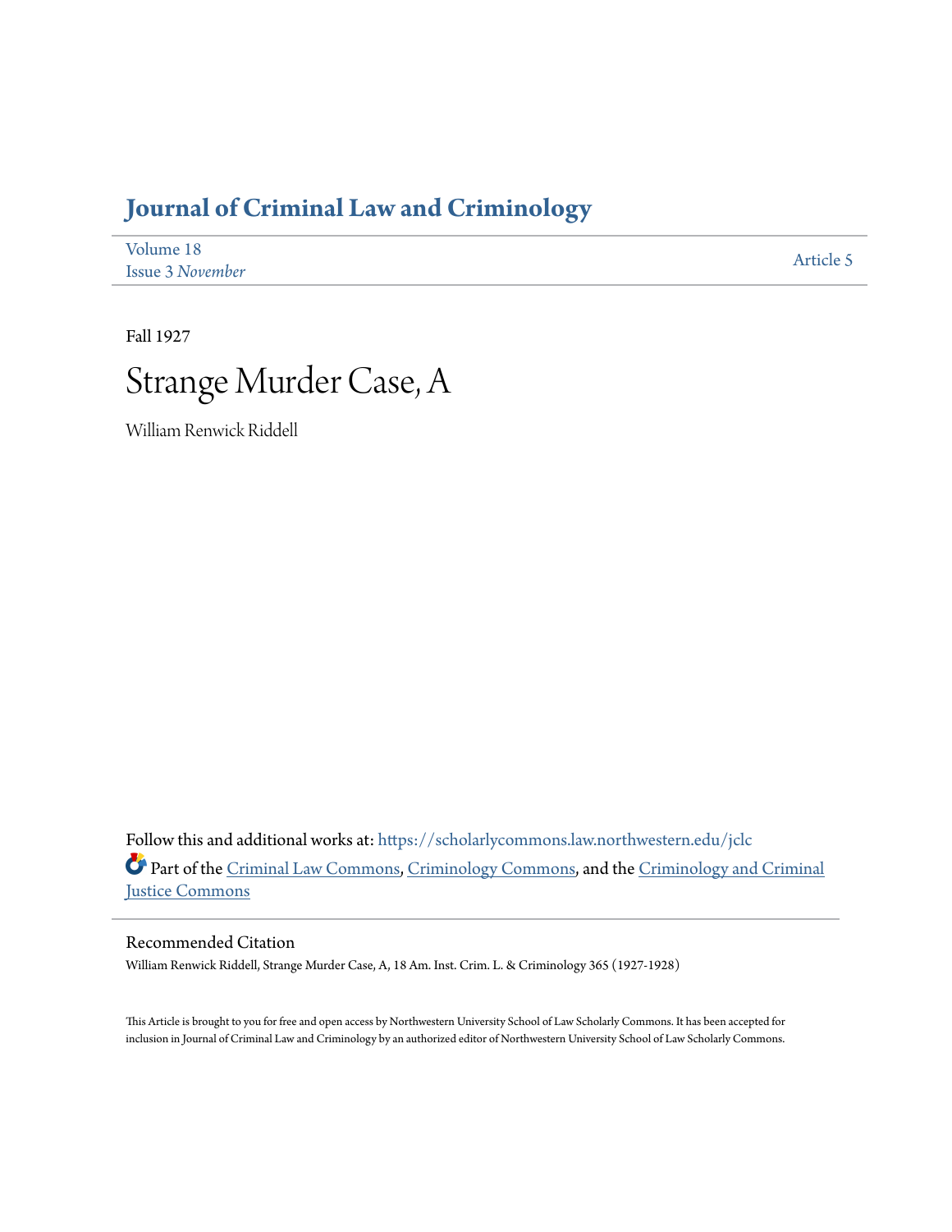# Journal of Criminal Law and Criminology

Volume 18
Issue 3 *November*

Article 5

Fall 1927

# Strange Murder Case, A

William Renwick Riddell

Follow this and additional works at: https://scholarlycommons.law.northwestern.edu/jclc

Part of the Criminal Law Commons, Criminology Commons, and the Criminology and Criminal Justice Commons

## Recommended Citation

William Renwick Riddell, Strange Murder Case, A, 18 Am. Inst. Crim. L. & Criminology 365 (1927-1928)

This Article is brought to you for free and open access by Northwestern University School of Law Scholarly Commons. It has been accepted for inclusion in Journal of Criminal Law and Criminology by an authorized editor of Northwestern University School of Law Scholarly Commons.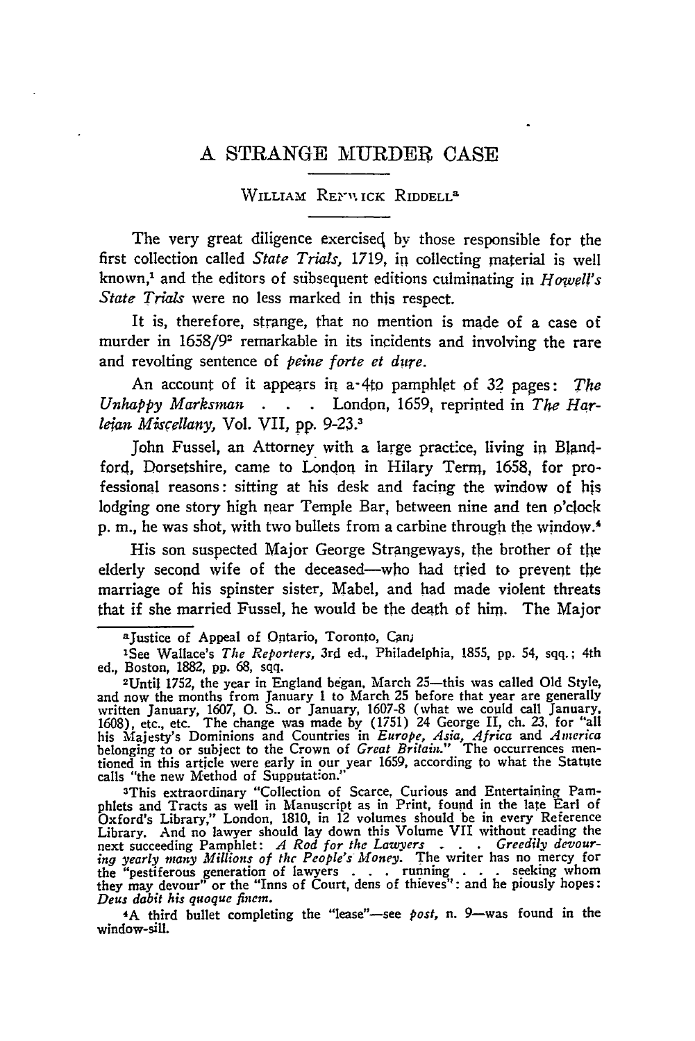# A STRANGE MURDER CASE

WILLIAM RENWICK RIDDELL[a]

The very great diligence exercised by those responsible for the first collection called *State Trials*, 1719, in collecting material is well known,[1] and the editors of subsequent editions culminating in *Howell's State Trials* were no less marked in this respect.

It is, therefore, strange, that no mention is made of a case of murder in 1658/9[2] remarkable in its incidents and involving the rare and revolting sentence of *peine forte et dure*.

An account of it appears in a 4to pamphlet of 32 pages: *The Unhappy Marksman . . .* London, 1659, reprinted in *The Harleian Miscellany*, Vol. VII, pp. 9-23.[3]

John Fussel, an Attorney with a large practice, living in Blandford, Dorsetshire, came to London in Hilary Term, 1658, for professional reasons: sitting at his desk and facing the window of his lodging one story high near Temple Bar, between nine and ten o'clock p. m., he was shot, with two bullets from a carbine through the window.[4]

His son suspected Major George Strangeways, the brother of the elderly second wife of the deceased—who had tried to prevent the marriage of his spinster sister, Mabel, and had made violent threats that if she married Fussel, he would be the death of him. The Major

---

[a] Justice of Appeal of Ontario, Toronto, Can.

[1] See Wallace's *The Reporters*, 3rd ed., Philadelphia, 1855, pp. 54, sqq.; 4th ed., Boston, 1882, pp. 68, sqq.

[2] Until 1752, the year in England began, March 25—this was called Old Style, and now the months from January 1 to March 25 before that year are generally written January, 1607, O. S.. or January, 1607-8 (what we could call January, 1608), etc., etc. The change was made by (1751) 24 George II, ch. 23, for "all his Majesty's Dominions and Countries in *Europe, Asia, Africa* and *America* belonging to or subject to the Crown of *Great Britain*." The occurrences mentioned in this article were early in our year 1659, according to what the Statute calls "the new Method of Supputation."

[3] This extraordinary "Collection of Scarce, Curious and Entertaining Pamphlets and Tracts as well in Manuscript as in Print, found in the late Earl of Oxford's Library," London, 1810, in 12 volumes should be in every Reference Library. And no lawyer should lay down this Volume VII without reading the next succeeding Pamphlet: *A Rod for the Lawyers . . . Greedily devouring yearly many Millions of the People's Money*. The writer has no mercy for the "pestiferous generation of lawyers . . . running . . . seeking whom they may devour" or the "Inns of Court, dens of thieves": and he piously hopes: *Deus dabit his quoque finem.*

[4] A third bullet completing the "lease"—see *post*, n. 9—was found in the window-sill.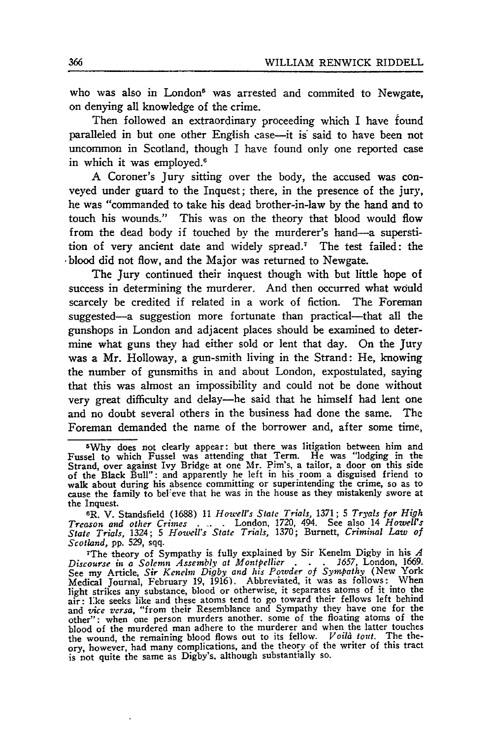who was also in London[5] was arrested and commited to Newgate, on denying all knowledge of the crime.

Then followed an extraordinary proceeding which I have found paralleled in but one other English case—it is said to have been not uncommon in Scotland, though I have found only one reported case in which it was employed.[6]

A Coroner's Jury sitting over the body, the accused was conveyed under guard to the Inquest; there, in the presence of the jury, he was "commanded to take his dead brother-in-law by the hand and to touch his wounds." This was on the theory that blood would flow from the dead body if touched by the murderer's hand—a superstition of very ancient date and widely spread.[7] The test failed: the blood did not flow, and the Major was returned to Newgate.

The Jury continued their inquest though with but little hope of success in determining the murderer. And then occurred what would scarcely be credited if related in a work of fiction. The Foreman suggested—a suggestion more fortunate than practical—that all the gunshops in London and adjacent places should be examined to determine what guns they had either sold or lent that day. On the Jury was a Mr. Holloway, a gun-smith living in the Strand: He, knowing the number of gunsmiths in and about London, expostulated, saying that this was almost an impossibility and could not be done without very great difficulty and delay—he said that he himself had lent one and no doubt several others in the business had done the same. The Foreman demanded the name of the borrower and, after some time,

---

[5]Why does not clearly appear: but there was litigation between him and Fussel to which Fussel was attending that Term. He was "lodging in the Strand, over against Ivy Bridge at one Mr. Pim's, a tailor, a door on this side of the Black Bull": and apparently he left in his room a disguised friend to walk about during his absence committing or superintending the crime, so as to cause the family to believe that he was in the house as they mistakenly swore at the Inquest.

[6]R. V. Standsfield (1688) 11 *Howell's State Trials*, 1371; 5 *Tryals for High Treason and other Crimes* . . . London, 1720, 494. See also 14 *Howell's State Trials*, 1324; 5 *Howell's State Trials*, 1370; Burnett, *Criminal Law of Scotland*, pp. 529, sqq.

[7]The theory of Sympathy is fully explained by Sir Kenelm Digby in his *A Discourse in a Solemn Assembly at Montpellier* . . . *1657*, London, 1669. See my Article, *Sir Kenelm Digby and his Powder of Sympathy* (New York Medical Journal, February 19, 1916). Abbreviated, it was as follows: When light strikes any substance, blood or otherwise, it separates atoms of it into the air: like seeks like and these atoms tend to go toward their fellows left behind and *vice versa*, "from their Resemblance and Sympathy they have one for the other": when one person murders another, some of the floating atoms of the blood of the murdered man adhere to the murderer and when the latter touches the wound, the remaining blood flows out to its fellow. *Voilà tout.* The theory, however, had many complications, and the theory of the writer of this tract is not quite the same as Digby's, although substantially so.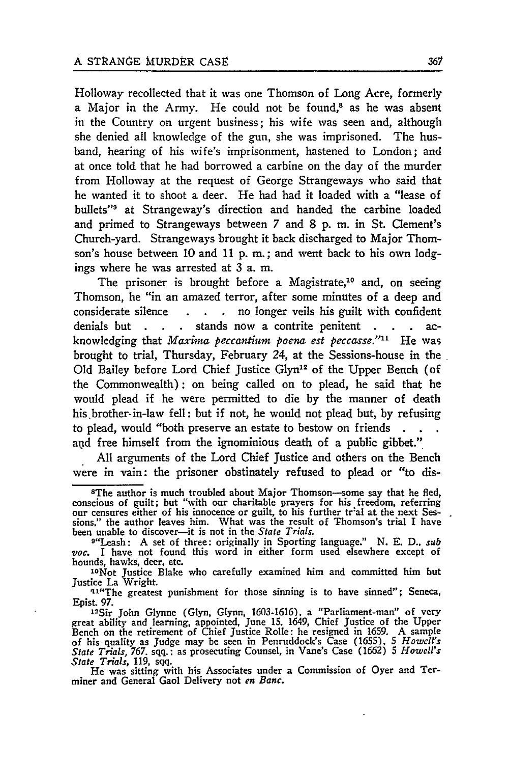Holloway recollected that it was one Thomson of Long Acre, formerly a Major in the Army. He could not be found,[8] as he was absent in the Country on urgent business; his wife was seen and, although she denied all knowledge of the gun, she was imprisoned. The husband, hearing of his wife's imprisonment, hastened to London; and at once told that he had borrowed a carbine on the day of the murder from Holloway at the request of George Strangeways who said that he wanted it to shoot a deer. He had had it loaded with a "lease of bullets"[9] at Strangeway's direction and handed the carbine loaded and primed to Strangeways between 7 and 8 p. m. in St. Clement's Church-yard. Strangeways brought it back discharged to Major Thomson's house between 10 and 11 p. m.; and went back to his own lodgings where he was arrested at 3 a. m.

The prisoner is brought before a Magistrate,[10] and, on seeing Thomson, he "in an amazed terror, after some minutes of a deep and considerate silence . . . no longer veils his guilt with confident denials but . . . stands now a contrite penitent . . . acknowledging that *Maxima peccantium poena est peccasse*."[11] He was brought to trial, Thursday, February 24, at the Sessions-house in the Old Bailey before Lord Chief Justice Glyn[12] of the Upper Bench (of the Commonwealth): on being called on to plead, he said that he would plead if he were permitted to die by the manner of death his brother-in-law fell: but if not, he would not plead but, by refusing to plead, would "both preserve an estate to bestow on friends . . . and free himself from the ignominious death of a public gibbet."

All arguments of the Lord Chief Justice and others on the Bench were in vain: the prisoner obstinately refused to plead or "to dis-

---

[8]The author is much troubled about Major Thomson—some say that he fled, conscious of guilt; but "with our charitable prayers for his freedom, referring our censures either of his innocence or guilt, to his further trial at the next Sessions," the author leaves him. What was the result of Thomson's trial I have been unable to discover—it is not in the *State Trials*.

[9]"Leash: A set of three: originally in Sporting language." N. E. D., *sub voc.* I have not found this word in either form used elsewhere except of hounds, hawks, deer, etc.

[10]Not Justice Blake who carefully examined him and committed him but Justice La Wright.

[11]"The greatest punishment for those sinning is to have sinned"; Seneca, Epist. 97.

[12]Sir John Glynne (Glyn, Glynn, 1603-1616), a "Parliament-man" of very great ability and learning, appointed, June 15, 1649, Chief Justice of the Upper Bench on the retirement of Chief Justice Rolle: he resigned in 1659. A sample of his quality as Judge may be seen in Penruddock's Case (1655), 5 *Howell's State Trials*, 767, sqq.: as prosecuting Counsel, in Vane's Case (1662) 5 *Howell's State Trials*, 119, sqq.

He was sitting with his Associates under a Commission of Oyer and Terminer and General Gaol Delivery not *en Banc*.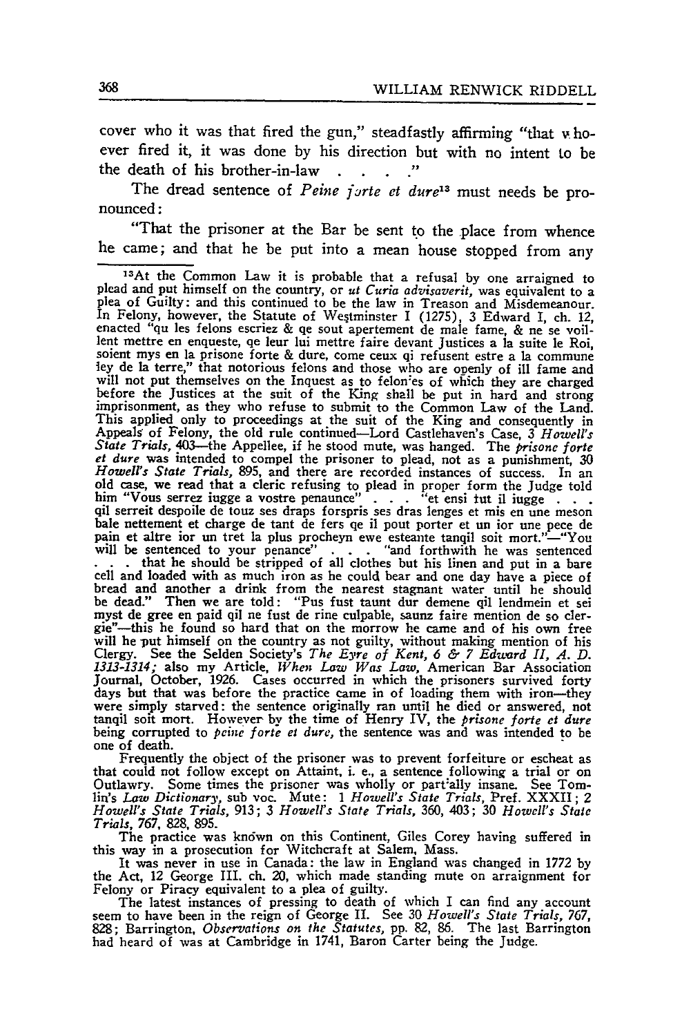cover who it was that fired the gun," steadfastly affirming "that whoever fired it, it was done by his direction but with no intent to be the death of his brother-in-law . . . ."

The dread sentence of *Peine forte et dure*[13] must needs be pronounced:

"That the prisoner at the Bar be sent to the place from whence he came; and that he be put into a mean house stopped from any

---

[13]At the Common Law it is probable that a refusal by one arraigned to plead and put himself on the country, or *ut Curia advisaverit*, was equivalent to a plea of Guilty: and this continued to be the law in Treason and Misdemeanour. In Felony, however, the Statute of Westminster I (1275), 3 Edward I, ch. 12, enacted "qu les felons escriez & qe sout apertement de male fame, & ne se voillent mettre en enqueste, qe leur lui mettre faire devant Justices a la suite le Roi, soient mys en la prisone forte & dure, come ceux qi refusent estre a la commune ley de la terre," that notorious felons and those who are openly of ill fame and will not put themselves on the Inquest as to felonies of which they are charged before the Justices at the suit of the King shall be put in hard and strong imprisonment, as they who refuse to submit to the Common Law of the Land. This applied only to proceedings at the suit of the King and consequently in Appeals of Felony, the old rule continued—Lord Castlehaven's Case, 3 *Howell's State Trials*, 403—the Appellee, if he stood mute, was hanged. The *prisone forte et dure* was intended to compel the prisoner to plead, not as a punishment, 30 *Howell's State Trials*, 895, and there are recorded instances of success. In an old case, we read that a cleric refusing to plead in proper form the Judge told him "Vous serrez iugge a vostre penaunce" . . . "et ensi tut il iugge . . . qil serreit despoile de touz ses draps forspris ses dras lenges et mis en une meson bale nettement et charge de tant de fers qe il pout porter et un ior une pece de pain et altre ior un tret la plus procheyn ewe esteante tanqil soit mort."—"You will be sentenced to your penance" . . . "and forthwith he was sentenced . . . that he should be stripped of all clothes but his linen and put in a bare cell and loaded with as much iron as he could bear and one day have a piece of bread and another a drink from the nearest stagnant water until he should be dead." Then we are told: "Pus fust taunt dur demene qil lendmein et sei myst de gree en paid qil ne fust de rine culpable, saunz faire mention de so clergie"—this he found so hard that on the morrow he came and of his own free will he put himself on the country as not guilty, without making mention of his Clergy. See the Selden Society's *The Eyre of Kent, 6 & 7 Edward II, A. D. 1313-1314;* also my Article, *When Law Was Law*, American Bar Association Journal, October, 1926. Cases occurred in which the prisoners survived forty days but that was before the practice came in of loading them with iron—they were simply starved: the sentence originally ran until he died or answered, not tanqil soit mort. However by the time of Henry IV, the *prisone forte et dure* being corrupted to *peine forte et dure*, the sentence was and was intended to be one of death.

Frequently the object of the prisoner was to prevent forfeiture or escheat as that could not follow except on Attaint, i. e., a sentence following a trial or on Outlawry. Some times the prisoner was wholly or partially insane. See Tomlin's *Law Dictionary*, sub voc. Mute: 1 *Howell's State Trials*, Pref. XXXII; 2 *Howell's State Trials*, 913; 3 *Howell's State Trials*, 360, 403; 30 *Howell's State Trials*, 767, 828, 895.

The practice was known on this Continent, Giles Corey having suffered in this way in a prosecution for Witchcraft at Salem, Mass.

It was never in use in Canada: the law in England was changed in 1772 by the Act, 12 George III. ch. 20, which made standing mute on arraignment for Felony or Piracy equivalent to a plea of guilty.

The latest instances of pressing to death of which I can find any account seem to have been in the reign of George II. See 30 *Howell's State Trials*, 767, 828; Barrington, *Observations on the Statutes*, pp. 82, 86. The last Barrington had heard of was at Cambridge in 1741, Baron Carter being the Judge.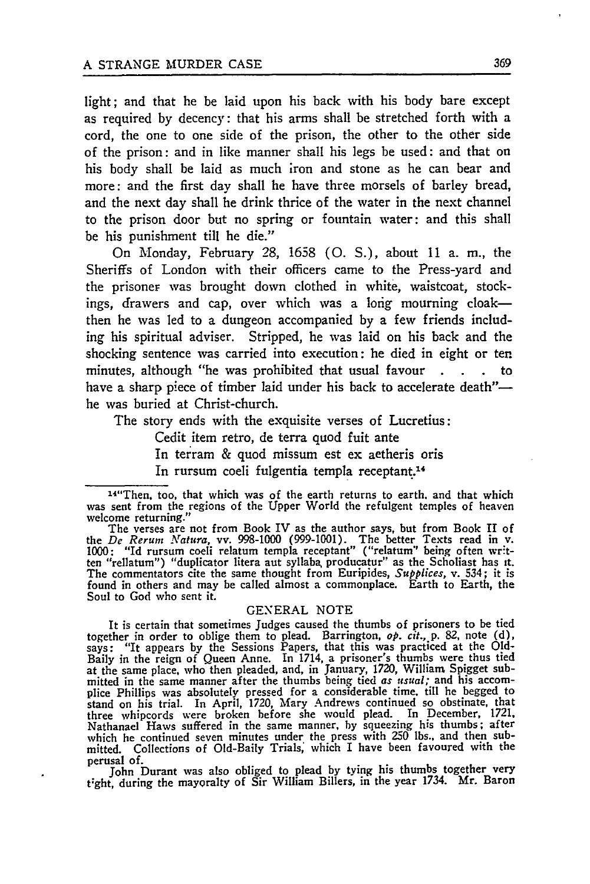light; and that he be laid upon his back with his body bare except as required by decency: that his arms shall be stretched forth with a cord, the one to one side of the prison, the other to the other side of the prison: and in like manner shall his legs be used: and that on his body shall be laid as much iron and stone as he can bear and more: and the first day shall he have three morsels of barley bread, and the next day shall he drink thrice of the water in the next channel to the prison door but no spring or fountain water: and this shall be his punishment till he die."

On Monday, February 28, 1658 (O. S.), about 11 a. m., the Sheriffs of London with their officers came to the Press-yard and the prisoner was brought down clothed in white, waistcoat, stockings, drawers and cap, over which was a long mourning cloak—then he was led to a dungeon accompanied by a few friends including his spiritual adviser. Stripped, he was laid on his back and the shocking sentence was carried into execution: he died in eight or ten minutes, although "he was prohibited that usual favour . . . to have a sharp piece of timber laid under his back to accelerate death"—he was buried at Christ-church.

The story ends with the exquisite verses of Lucretius:

> Cedit item retro, de terra quod fuit ante
> In terram & quod missum est ex aetheris oris
> In rursum coeli fulgentia templa receptant.[14]

---

[14] "Then, too, that which was of the earth returns to earth, and that which was sent from the regions of the Upper World the refulgent temples of heaven welcome returning."

The verses are not from Book IV as the author says, but from Book II of the *De Rerum Natura*, vv. 998-1000 (999-1001). The better Texts read in v. 1000: "Id rursum coeli relatum templa receptant" ("relatum" being often written "rellatum") "duplicator litera aut syllaba producatur" as the Scholiast has it. The commentators cite the same thought from Euripides, *Supplices*, v. 534; it is found in others and may be called almost a commonplace. Earth to Earth, the Soul to God who sent it.

## GENERAL NOTE

It is certain that sometimes Judges caused the thumbs of prisoners to be tied together in order to oblige them to plead. Barrington, *op. cit.*, p. 82, note (d), says: "It appears by the Sessions Papers, that this was practiced at the Old-Baily in the reign of Queen Anne. In 1714, a prisoner's thumbs were thus tied at the same place, who then pleaded, and, in January, 1720, William Spigget submitted in the same manner after the thumbs being tied *as usual;* and his accomplice Phillips was absolutely pressed for a considerable time, till he begged to stand on his trial. In April, 1720, Mary Andrews continued so obstinate, that three whipcords were broken before she would plead. In December, 1721, Nathanael Haws suffered in the same manner, by squeezing his thumbs; after which he continued seven minutes under the press with 250 lbs., and then submitted. Collections of Old-Baily Trials, which I have been favoured with the perusal of.

John Durant was also obliged to plead by tying his thumbs together very tight, during the mayoralty of Sir William Billers, in the year 1734. Mr. Baron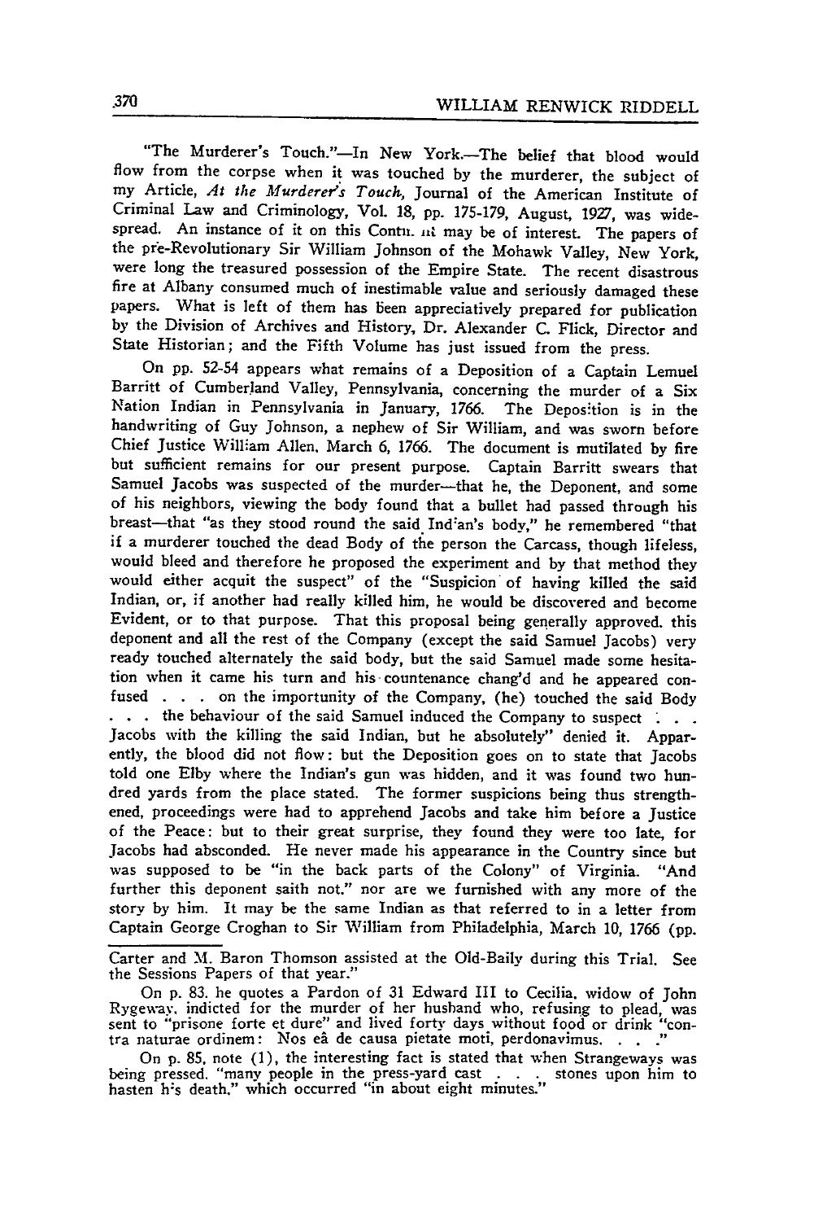"The Murderer's Touch."—In New York.—The belief that blood would flow from the corpse when it was touched by the murderer, the subject of my Article, *At the Murderer's Touch*, Journal of the American Institute of Criminal Law and Criminology, Vol. 18, pp. 175-179, August, 1927, was widespread. An instance of it on this Contn. nt may be of interest. The papers of the pre-Revolutionary Sir William Johnson of the Mohawk Valley, New York, were long the treasured possession of the Empire State. The recent disastrous fire at Albany consumed much of inestimable value and seriously damaged these papers. What is left of them has been appreciatively prepared for publication by the Division of Archives and History, Dr. Alexander C. Flick, Director and State Historian; and the Fifth Volume has just issued from the press.

On pp. 52-54 appears what remains of a Deposition of a Captain Lemuel Barritt of Cumberland Valley, Pennsylvania, concerning the murder of a Six Nation Indian in Pennsylvania in January, 1766. The Deposition is in the handwriting of Guy Johnson, a nephew of Sir William, and was sworn before Chief Justice William Allen, March 6, 1766. The document is mutilated by fire but sufficient remains for our present purpose. Captain Barritt swears that Samuel Jacobs was suspected of the murder—that he, the Deponent, and some of his neighbors, viewing the body found that a bullet had passed through his breast—that "as they stood round the said Indian's body," he remembered "that if a murderer touched the dead Body of the person the Carcass, though lifeless, would bleed and therefore he proposed the experiment and by that method they would either acquit the suspect" of the "Suspicion of having killed the said Indian, or, if another had really killed him, he would be discovered and become Evident, or to that purpose. That this proposal being generally approved. this deponent and all the rest of the Company (except the said Samuel Jacobs) very ready touched alternately the said body, but the said Samuel made some hesitation when it came his turn and his countenance chang'd and he appeared confused . . . on the importunity of the Company, (he) touched the said Body . . . the behaviour of the said Samuel induced the Company to suspect . . . Jacobs with the killing the said Indian, but he absolutely" denied it. Apparently, the blood did not flow: but the Deposition goes on to state that Jacobs told one Elby where the Indian's gun was hidden, and it was found two hundred yards from the place stated. The former suspicions being thus strengthened, proceedings were had to apprehend Jacobs and take him before a Justice of the Peace: but to their great surprise, they found they were too late, for Jacobs had absconded. He never made his appearance in the Country since but was supposed to be "in the back parts of the Colony" of Virginia. "And further this deponent saith not." nor are we furnished with any more of the story by him. It may be the same Indian as that referred to in a letter from Captain George Croghan to Sir William from Philadelphia, March 10, 1766 (pp.

---

Carter and M. Baron Thomson assisted at the Old-Baily during this Trial. See the Sessions Papers of that year."

On p. 83. he quotes a Pardon of 31 Edward III to Cecilia, widow of John Rygeway, indicted for the murder of her husband who, refusing to plead, was sent to "prisone forte et dure" and lived forty days without food or drink "contra naturae ordinem: Nos eâ de causa pietate moti, perdonavimus. . . ."

On p. 85, note (1), the interesting fact is stated that when Strangeways was being pressed. "many people in the press-yard cast . . . stones upon him to hasten his death." which occurred "in about eight minutes."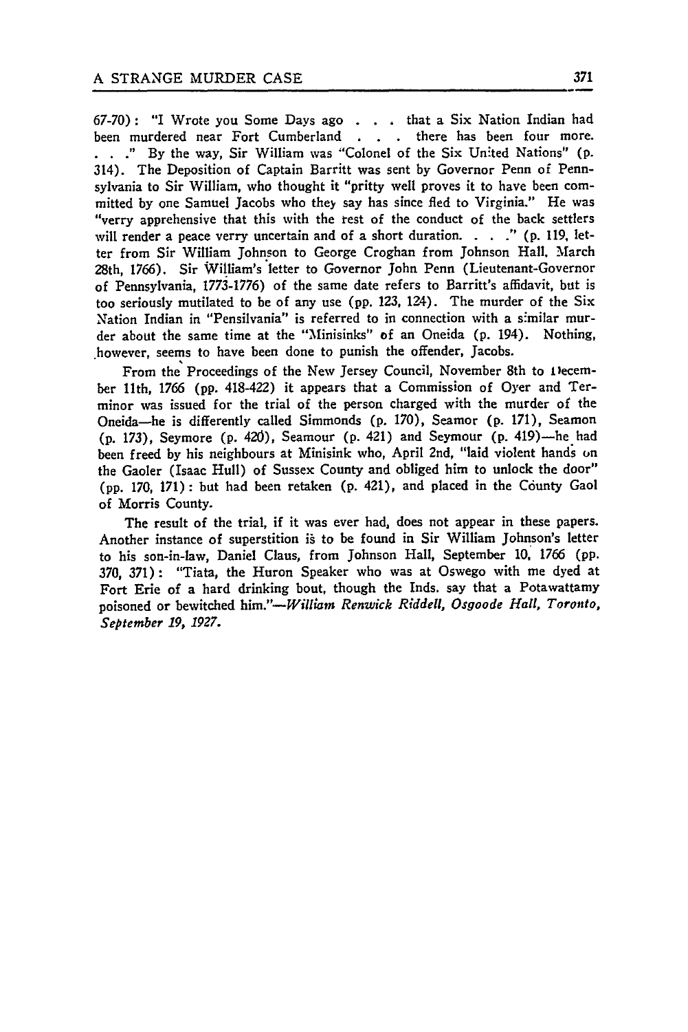67-70): "I Wrote you Some Days ago . . . that a Six Nation Indian had been murdered near Fort Cumberland . . . there has been four more. . . ." By the way, Sir William was "Colonel of the Six United Nations" (p. 314). The Deposition of Captain Barritt was sent by Governor Penn of Pennsylvania to Sir William, who thought it "pritty well proves it to have been committed by one Samuel Jacobs who they say has since fled to Virginia." He was "verry apprehensive that this with the rest of the conduct of the back settlers will render a peace verry uncertain and of a short duration. . . ." (p. 119, letter from Sir William Johnson to George Croghan from Johnson Hall, March 28th, 1766). Sir William's letter to Governor John Penn (Lieutenant-Governor of Pennsylvania, 1773-1776) of the same date refers to Barritt's affidavit, but is too seriously mutilated to be of any use (pp. 123, 124). The murder of the Six Nation Indian in "Pensilvania" is referred to in connection with a similar murder about the same time at the "Minisinks" of an Oneida (p. 194). Nothing, however, seems to have been done to punish the offender, Jacobs.

From the Proceedings of the New Jersey Council, November 8th to December 11th, 1766 (pp. 418-422) it appears that a Commission of Oyer and Terminor was issued for the trial of the person charged with the murder of the Oneida—he is differently called Simmonds (p. 170), Seamor (p. 171), Seamon (p. 173), Seymore (p. 420), Seamour (p. 421) and Seymour (p. 419)—he had been freed by his neighbours at Minisink who, April 2nd, "laid violent hands on the Gaoler (Isaac Hull) of Sussex County and obliged him to unlock the door" (pp. 170, 171): but had been retaken (p. 421), and placed in the County Gaol of Morris County.

The result of the trial, if it was ever had, does not appear in these papers. Another instance of superstition is to be found in Sir William Johnson's letter to his son-in-law, Daniel Claus, from Johnson Hall, September 10, 1766 (pp. 370, 371): "Tiata, the Huron Speaker who was at Oswego with me dyed at Fort Erie of a hard drinking bout, though the Inds. say that a Potawattamy poisoned or bewitched him."—*William Renwick Riddell, Osgoode Hall, Toronto, September 19, 1927.*